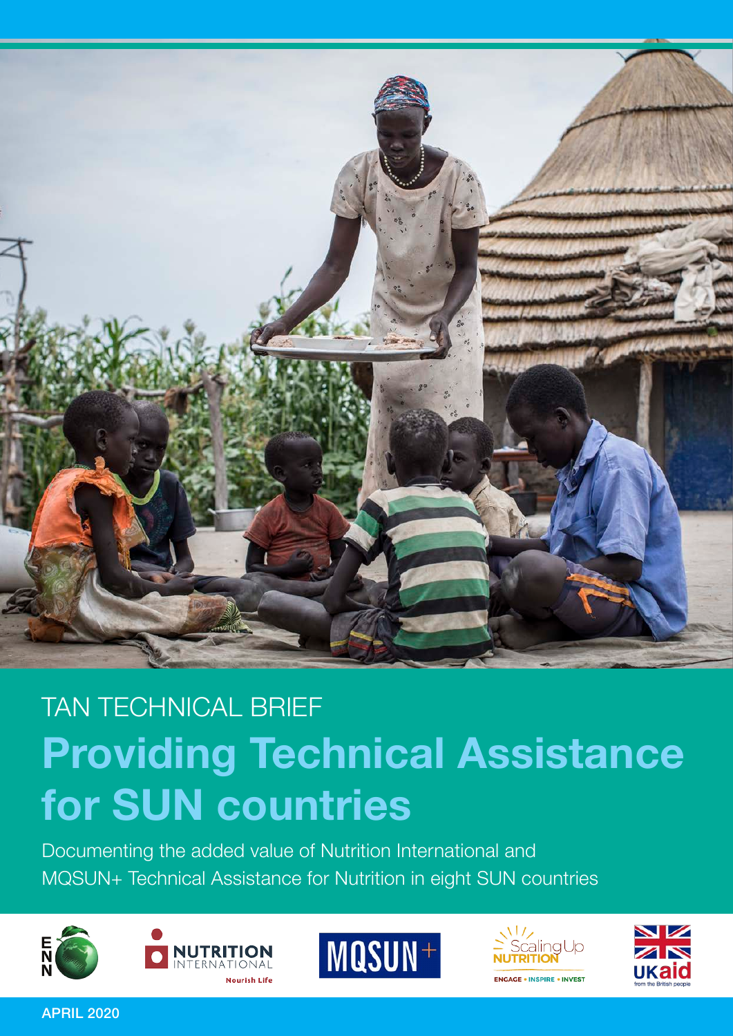TAN TECHNICAL BRIEF

# Providing Technical Assistance for SUN countries

Documenting the added value of Nutrition International and MQSUN+ Technical Assistance for Nutrition in eight SUN countries

APRIL 2020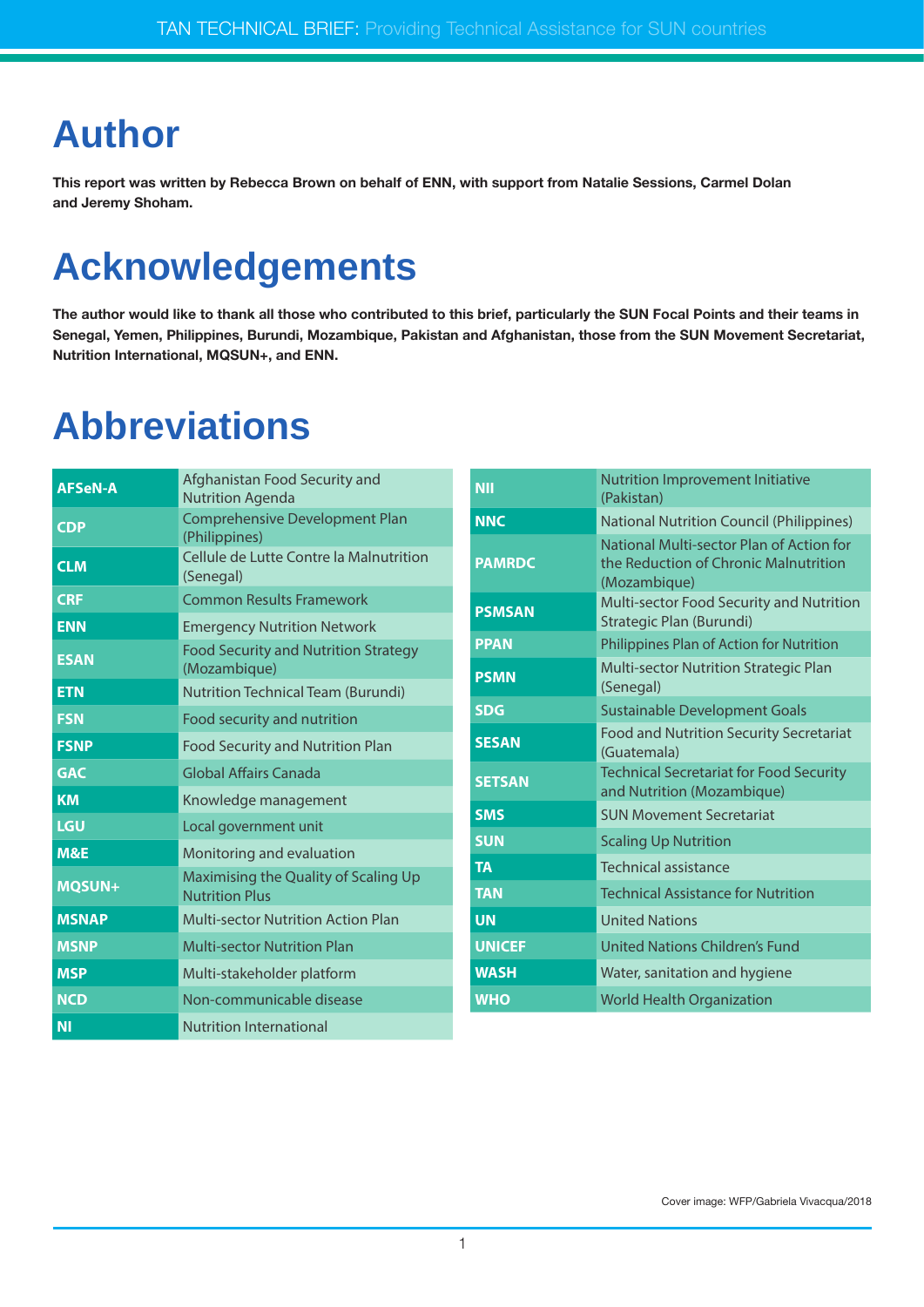# Author

**This report was written by Rebecca Brown on behalf of ENN, with support from Natalie Sessions, Carmel Dolan and Jeremy Shoham.**

# Acknowledgements

**The author would like to thank all those who contributed to this brief, particularly the SUN Focal Points and their teams in Senegal, Yemen, Philippines, Burundi, Mozambique, Pakistan and Afghanistan, those from the SUN Movement Secretariat, Nutrition International, MQSUN+, and ENN.**

# Abbreviations

| | |
|---|---|
| **AFSeN-A** | Afghanistan Food Security and Nutrition Agenda |
| **CDP** | Comprehensive Development Plan (Philippines) |
| **CLM** | Cellule de Lutte Contre la Malnutrition (Senegal) |
| **CRF** | Common Results Framework |
| **ENN** | Emergency Nutrition Network |
| **ESAN** | Food Security and Nutrition Strategy (Mozambique) |
| **ETN** | Nutrition Technical Team (Burundi) |
| **FSN** | Food security and nutrition |
| **FSNP** | Food Security and Nutrition Plan |
| **GAC** | Global Affairs Canada |
| **KM** | Knowledge management |
| **LGU** | Local government unit |
| **M&E** | Monitoring and evaluation |
| **MQSUN+** | Maximising the Quality of Scaling Up Nutrition Plus |
| **MSNAP** | Multi-sector Nutrition Action Plan |
| **MSNP** | Multi-sector Nutrition Plan |
| **MSP** | Multi-stakeholder platform |
| **NCD** | Non-communicable disease |
| **NI** | Nutrition International |
| **NII** | Nutrition Improvement Initiative (Pakistan) |
| **NNC** | National Nutrition Council (Philippines) |
| **PAMRDC** | National Multi-sector Plan of Action for the Reduction of Chronic Malnutrition (Mozambique) |
| **PSMSAN** | Multi-sector Food Security and Nutrition Strategic Plan (Burundi) |
| **PPAN** | Philippines Plan of Action for Nutrition |
| **PSMN** | Multi-sector Nutrition Strategic Plan (Senegal) |
| **SDG** | Sustainable Development Goals |
| **SESAN** | Food and Nutrition Security Secretariat (Guatemala) |
| **SETSAN** | Technical Secretariat for Food Security and Nutrition (Mozambique) |
| **SMS** | SUN Movement Secretariat |
| **SUN** | Scaling Up Nutrition |
| **TA** | Technical assistance |
| **TAN** | Technical Assistance for Nutrition |
| **UN** | United Nations |
| **UNICEF** | United Nations Children's Fund |
| **WASH** | Water, sanitation and hygiene |
| **WHO** | World Health Organization |

Cover image: WFP/Gabriela Vivacqua/2018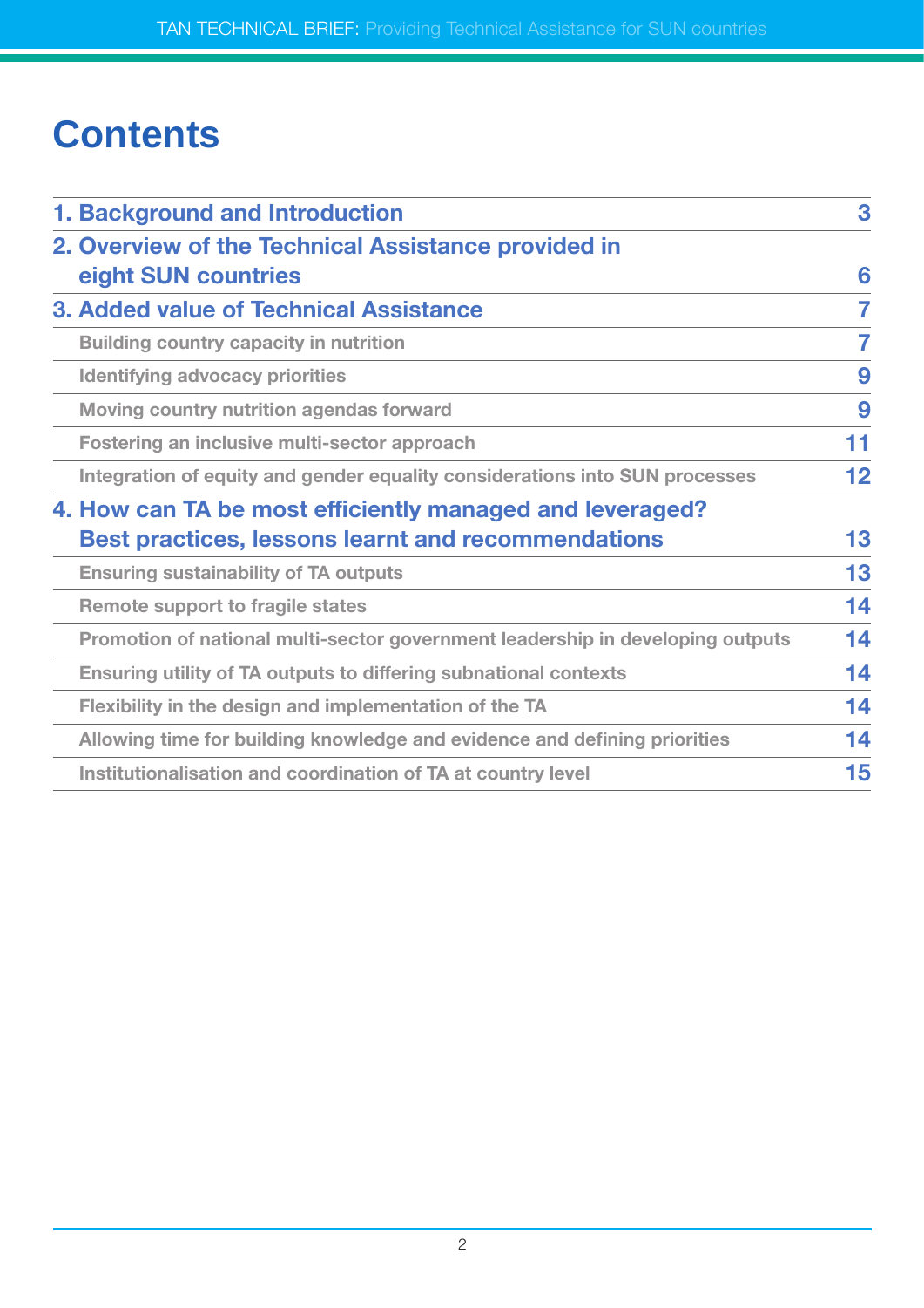# Contents

| | |
|---|---|
| **1. Background and Introduction** | **3** |
| **2. Overview of the Technical Assistance provided in eight SUN countries** | **6** |
| **3. Added value of Technical Assistance** | **7** |
| Building country capacity in nutrition | 7 |
| Identifying advocacy priorities | 9 |
| Moving country nutrition agendas forward | 9 |
| Fostering an inclusive multi-sector approach | 11 |
| Integration of equity and gender equality considerations into SUN processes | 12 |
| **4. How can TA be most efficiently managed and leveraged? Best practices, lessons learnt and recommendations** | **13** |
| Ensuring sustainability of TA outputs | 13 |
| Remote support to fragile states | 14 |
| Promotion of national multi-sector government leadership in developing outputs | 14 |
| Ensuring utility of TA outputs to differing subnational contexts | 14 |
| Flexibility in the design and implementation of the TA | 14 |
| Allowing time for building knowledge and evidence and defining priorities | 14 |
| Institutionalisation and coordination of TA at country level | 15 |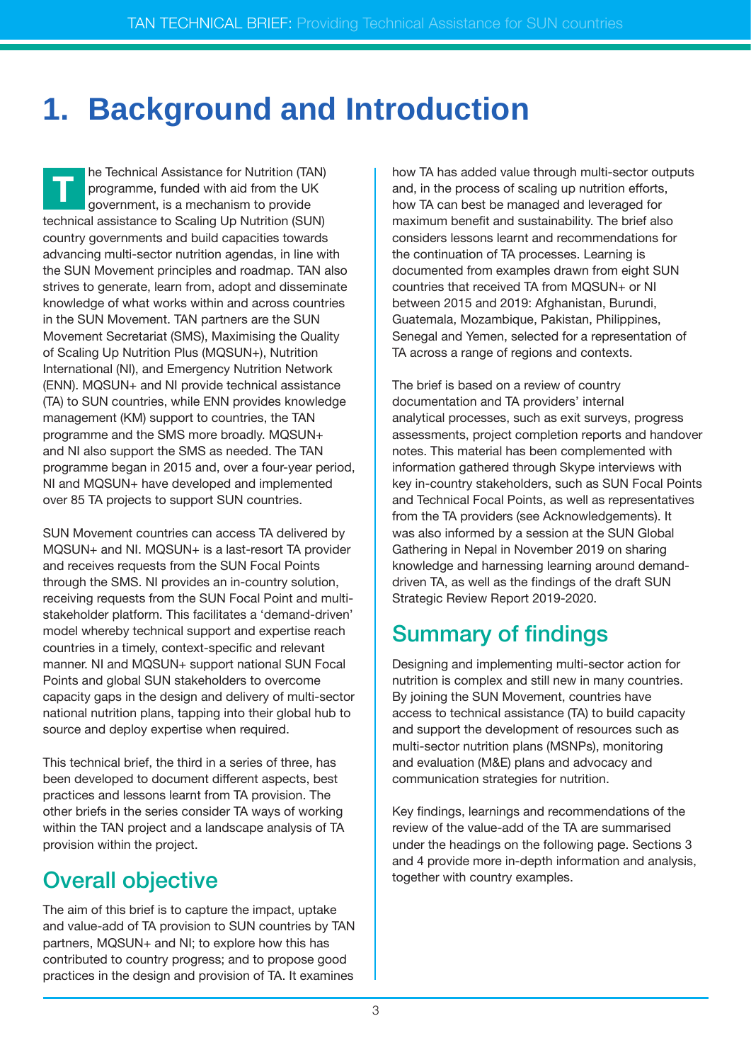# 1. Background and Introduction

The Technical Assistance for Nutrition (TAN) programme, funded with aid from the UK government, is a mechanism to provide technical assistance to Scaling Up Nutrition (SUN) country governments and build capacities towards advancing multi-sector nutrition agendas, in line with the SUN Movement principles and roadmap. TAN also strives to generate, learn from, adopt and disseminate knowledge of what works within and across countries in the SUN Movement. TAN partners are the SUN Movement Secretariat (SMS), Maximising the Quality of Scaling Up Nutrition Plus (MQSUN+), Nutrition International (NI), and Emergency Nutrition Network (ENN). MQSUN+ and NI provide technical assistance (TA) to SUN countries, while ENN provides knowledge management (KM) support to countries, the TAN programme and the SMS more broadly. MQSUN+ and NI also support the SMS as needed. The TAN programme began in 2015 and, over a four-year period, NI and MQSUN+ have developed and implemented over 85 TA projects to support SUN countries.

SUN Movement countries can access TA delivered by MQSUN+ and NI. MQSUN+ is a last-resort TA provider and receives requests from the SUN Focal Points through the SMS. NI provides an in-country solution, receiving requests from the SUN Focal Point and multi-stakeholder platform. This facilitates a 'demand-driven' model whereby technical support and expertise reach countries in a timely, context-specific and relevant manner. NI and MQSUN+ support national SUN Focal Points and global SUN stakeholders to overcome capacity gaps in the design and delivery of multi-sector national nutrition plans, tapping into their global hub to source and deploy expertise when required.

This technical brief, the third in a series of three, has been developed to document different aspects, best practices and lessons learnt from TA provision. The other briefs in the series consider TA ways of working within the TAN project and a landscape analysis of TA provision within the project.

## Overall objective

The aim of this brief is to capture the impact, uptake and value-add of TA provision to SUN countries by TAN partners, MQSUN+ and NI; to explore how this has contributed to country progress; and to propose good practices in the design and provision of TA. It examines how TA has added value through multi-sector outputs and, in the process of scaling up nutrition efforts, how TA can best be managed and leveraged for maximum benefit and sustainability. The brief also considers lessons learnt and recommendations for the continuation of TA processes. Learning is documented from examples drawn from eight SUN countries that received TA from MQSUN+ or NI between 2015 and 2019: Afghanistan, Burundi, Guatemala, Mozambique, Pakistan, Philippines, Senegal and Yemen, selected for a representation of TA across a range of regions and contexts.

The brief is based on a review of country documentation and TA providers' internal analytical processes, such as exit surveys, progress assessments, project completion reports and handover notes. This material has been complemented with information gathered through Skype interviews with key in-country stakeholders, such as SUN Focal Points and Technical Focal Points, as well as representatives from the TA providers (see Acknowledgements). It was also informed by a session at the SUN Global Gathering in Nepal in November 2019 on sharing knowledge and harnessing learning around demand-driven TA, as well as the findings of the draft SUN Strategic Review Report 2019-2020.

## Summary of findings

Designing and implementing multi-sector action for nutrition is complex and still new in many countries. By joining the SUN Movement, countries have access to technical assistance (TA) to build capacity and support the development of resources such as multi-sector nutrition plans (MSNPs), monitoring and evaluation (M&E) plans and advocacy and communication strategies for nutrition.

Key findings, learnings and recommendations of the review of the value-add of the TA are summarised under the headings on the following page. Sections 3 and 4 provide more in-depth information and analysis, together with country examples.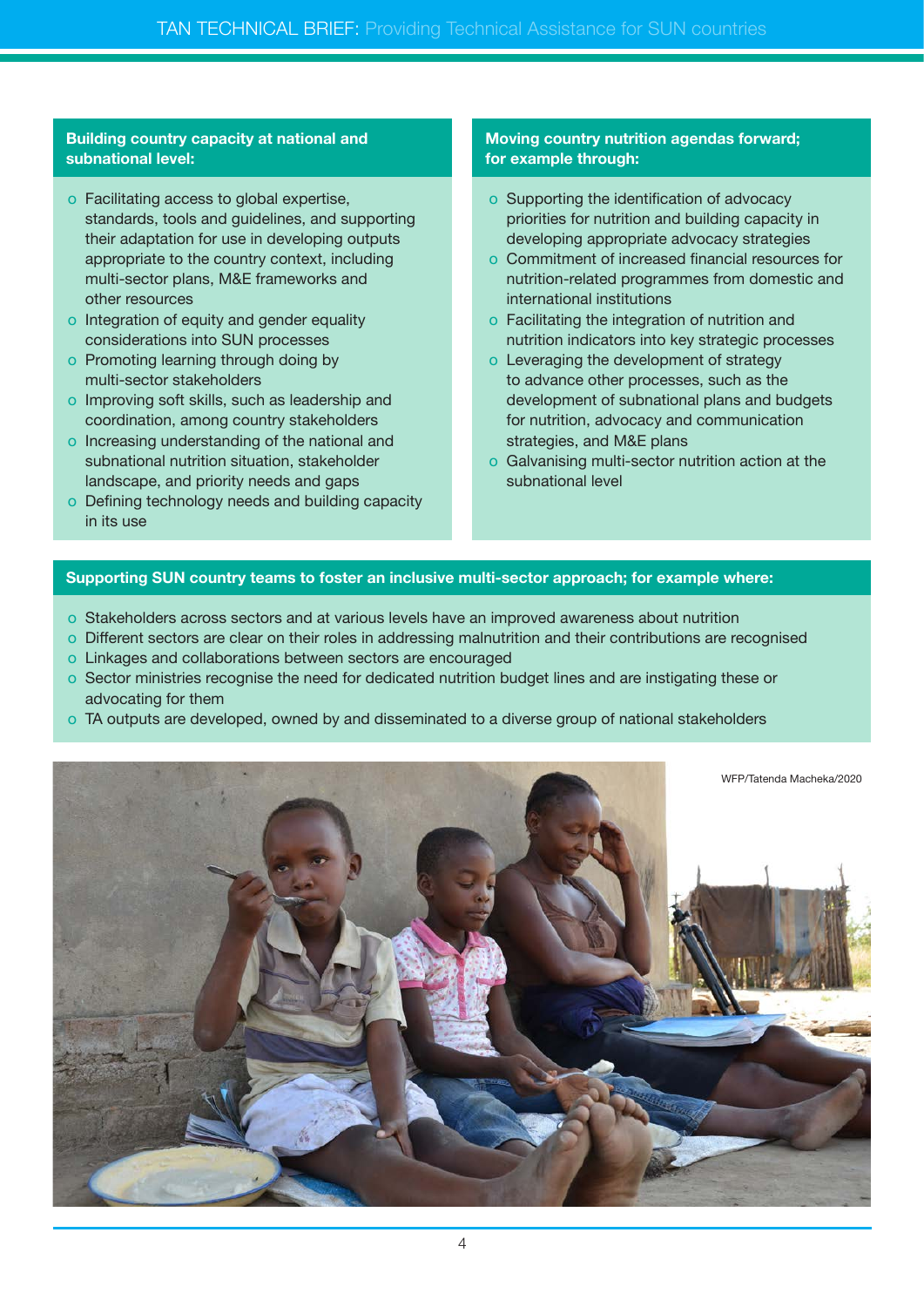**Building country capacity at national and subnational level:**

- Facilitating access to global expertise, standards, tools and guidelines, and supporting their adaptation for use in developing outputs appropriate to the country context, including multi-sector plans, M&E frameworks and other resources
- Integration of equity and gender equality considerations into SUN processes
- Promoting learning through doing by multi-sector stakeholders
- Improving soft skills, such as leadership and coordination, among country stakeholders
- Increasing understanding of the national and subnational nutrition situation, stakeholder landscape, and priority needs and gaps
- Defining technology needs and building capacity in its use

**Moving country nutrition agendas forward; for example through:**

- Supporting the identification of advocacy priorities for nutrition and building capacity in developing appropriate advocacy strategies
- Commitment of increased financial resources for nutrition-related programmes from domestic and international institutions
- Facilitating the integration of nutrition and nutrition indicators into key strategic processes
- Leveraging the development of strategy to advance other processes, such as the development of subnational plans and budgets for nutrition, advocacy and communication strategies, and M&E plans
- Galvanising multi-sector nutrition action at the subnational level

**Supporting SUN country teams to foster an inclusive multi-sector approach; for example where:**

- Stakeholders across sectors and at various levels have an improved awareness about nutrition
- Different sectors are clear on their roles in addressing malnutrition and their contributions are recognised
- Linkages and collaborations between sectors are encouraged
- Sector ministries recognise the need for dedicated nutrition budget lines and are instigating these or advocating for them
- TA outputs are developed, owned by and disseminated to a diverse group of national stakeholders

WFP/Tatenda Macheka/2020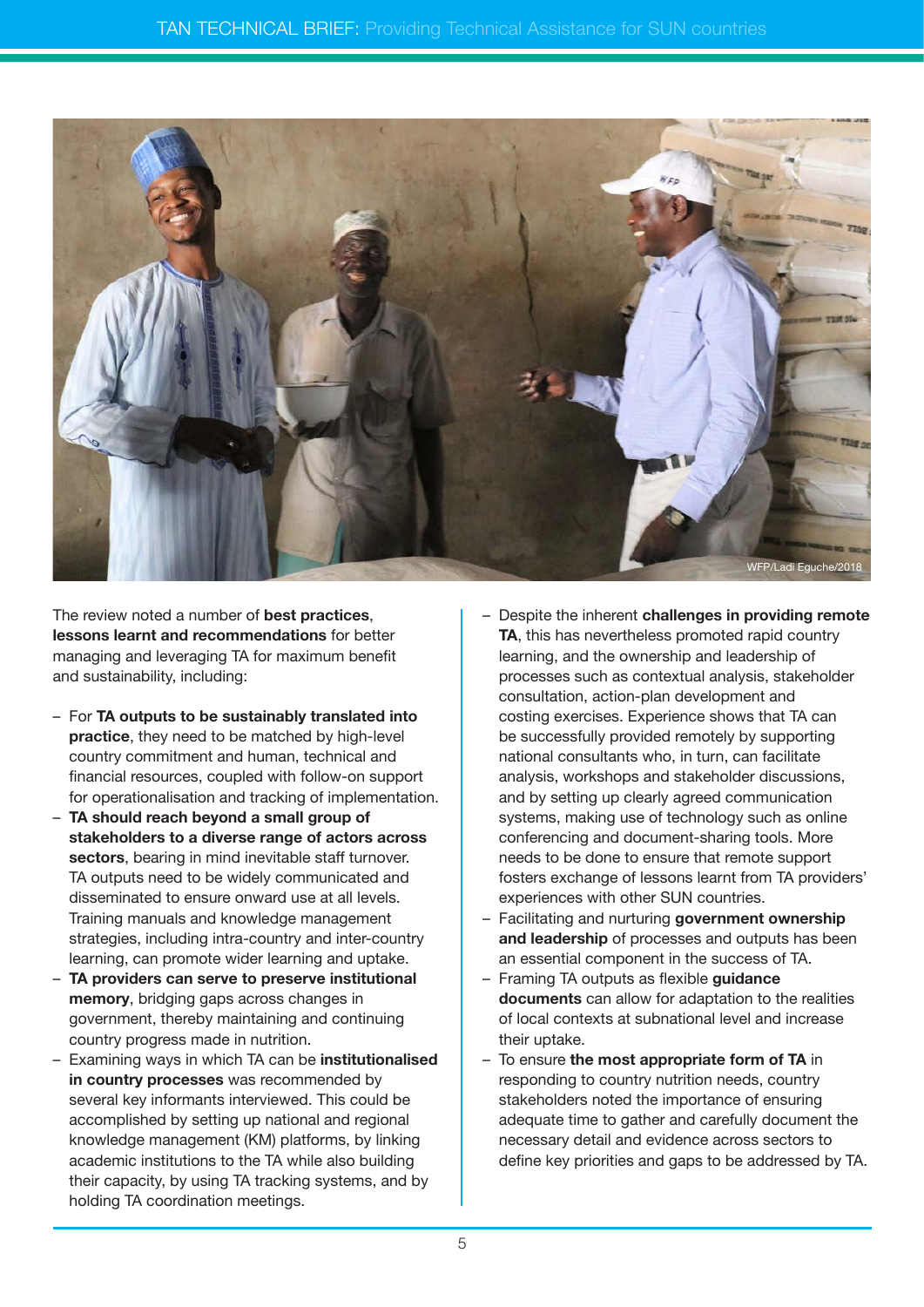WFP/Ladi Eguche/2018

The review noted a number of **best practices**, **lessons learnt and recommendations** for better managing and leveraging TA for maximum benefit and sustainability, including:

- For **TA outputs to be sustainably translated into practice**, they need to be matched by high-level country commitment and human, technical and financial resources, coupled with follow-on support for operationalisation and tracking of implementation.
- **TA should reach beyond a small group of stakeholders to a diverse range of actors across sectors**, bearing in mind inevitable staff turnover. TA outputs need to be widely communicated and disseminated to ensure onward use at all levels. Training manuals and knowledge management strategies, including intra-country and inter-country learning, can promote wider learning and uptake.
- **TA providers can serve to preserve institutional memory**, bridging gaps across changes in government, thereby maintaining and continuing country progress made in nutrition.
- Examining ways in which TA can be **institutionalised in country processes** was recommended by several key informants interviewed. This could be accomplished by setting up national and regional knowledge management (KM) platforms, by linking academic institutions to the TA while also building their capacity, by using TA tracking systems, and by holding TA coordination meetings.
- Despite the inherent **challenges in providing remote TA**, this has nevertheless promoted rapid country learning, and the ownership and leadership of processes such as contextual analysis, stakeholder consultation, action-plan development and costing exercises. Experience shows that TA can be successfully provided remotely by supporting national consultants who, in turn, can facilitate analysis, workshops and stakeholder discussions, and by setting up clearly agreed communication systems, making use of technology such as online conferencing and document-sharing tools. More needs to be done to ensure that remote support fosters exchange of lessons learnt from TA providers' experiences with other SUN countries.
- Facilitating and nurturing **government ownership and leadership** of processes and outputs has been an essential component in the success of TA.
- Framing TA outputs as flexible **guidance documents** can allow for adaptation to the realities of local contexts at subnational level and increase their uptake.
- To ensure **the most appropriate form of TA** in responding to country nutrition needs, country stakeholders noted the importance of ensuring adequate time to gather and carefully document the necessary detail and evidence across sectors to define key priorities and gaps to be addressed by TA.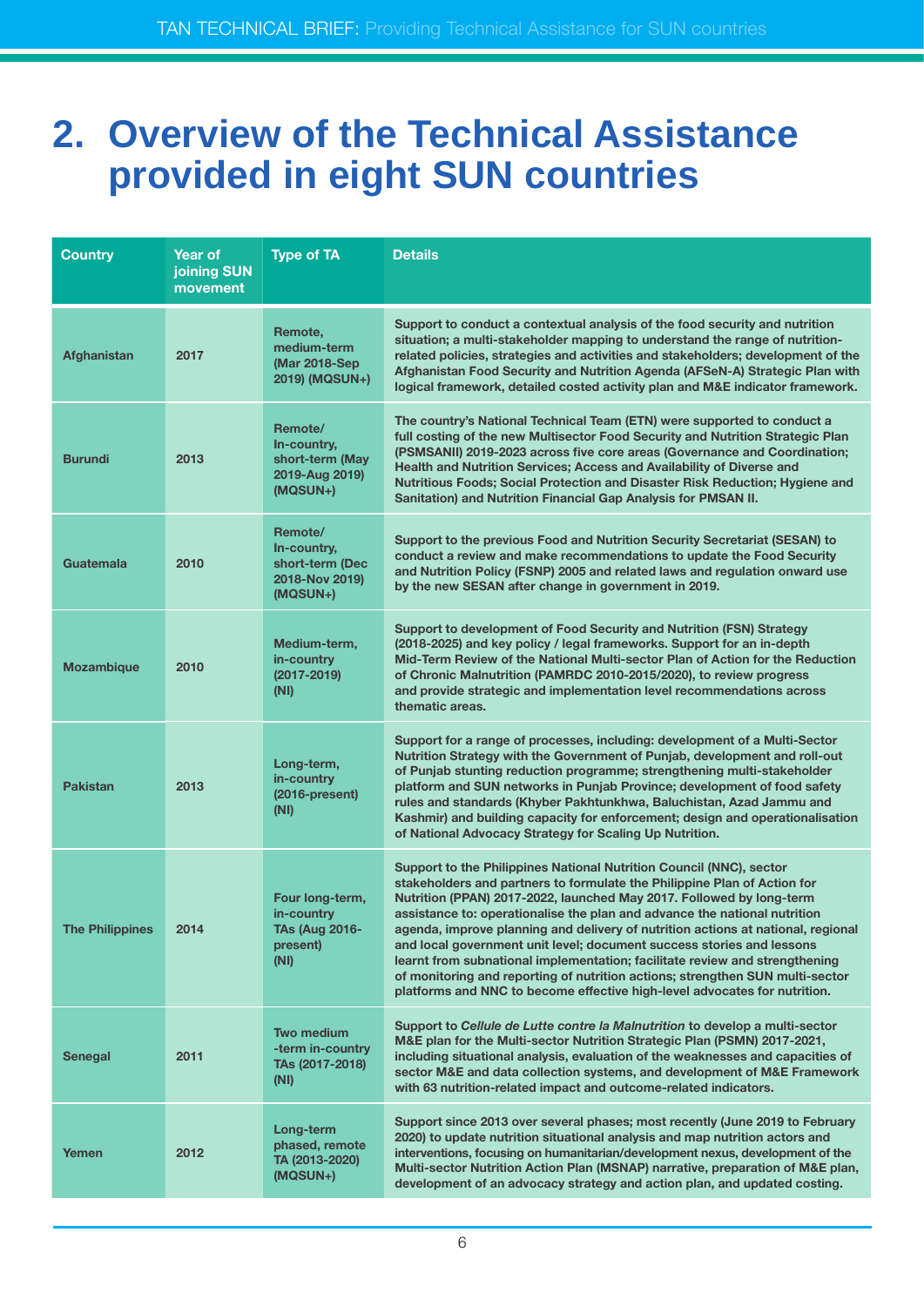# 2. Overview of the Technical Assistance provided in eight SUN countries

| Country | Year of joining SUN movement | Type of TA | Details |
|---|---|---|---|
| Afghanistan | 2017 | Remote, medium-term (Mar 2018-Sep 2019) (MQSUN+) | Support to conduct a contextual analysis of the food security and nutrition situation; a multi-stakeholder mapping to understand the range of nutrition-related policies, strategies and activities and stakeholders; development of the Afghanistan Food Security and Nutrition Agenda (AFSeN-A) Strategic Plan with logical framework, detailed costed activity plan and M&E indicator framework. |
| Burundi | 2013 | Remote/ In-country, short-term (May 2019-Aug 2019) (MQSUN+) | The country's National Technical Team (ETN) were supported to conduct a full costing of the new Multisector Food Security and Nutrition Strategic Plan (PSMSANII) 2019-2023 across five core areas (Governance and Coordination; Health and Nutrition Services; Access and Availability of Diverse and Nutritious Foods; Social Protection and Disaster Risk Reduction; Hygiene and Sanitation) and Nutrition Financial Gap Analysis for PMSAN II. |
| Guatemala | 2010 | Remote/ In-country, short-term (Dec 2018-Nov 2019) (MQSUN+) | Support to the previous Food and Nutrition Security Secretariat (SESAN) to conduct a review and make recommendations to update the Food Security and Nutrition Policy (FSNP) 2005 and related laws and regulation onward use by the new SESAN after change in government in 2019. |
| Mozambique | 2010 | Medium-term, in-country (2017-2019) (NI) | Support to development of Food Security and Nutrition (FSN) Strategy (2018-2025) and key policy / legal frameworks. Support for an in-depth Mid-Term Review of the National Multi-sector Plan of Action for the Reduction of Chronic Malnutrition (PAMRDC 2010-2015/2020), to review progress and provide strategic and implementation level recommendations across thematic areas. |
| Pakistan | 2013 | Long-term, in-country (2016-present) (NI) | Support for a range of processes, including: development of a Multi-Sector Nutrition Strategy with the Government of Punjab, development and roll-out of Punjab stunting reduction programme; strengthening multi-stakeholder platform and SUN networks in Punjab Province; development of food safety rules and standards (Khyber Pakhtunkhwa, Baluchistan, Azad Jammu and Kashmir) and building capacity for enforcement; design and operationalisation of National Advocacy Strategy for Scaling Up Nutrition. |
| The Philippines | 2014 | Four long-term, in-country TAs (Aug 2016-present) (NI) | Support to the Philippines National Nutrition Council (NNC), sector stakeholders and partners to formulate the Philippine Plan of Action for Nutrition (PPAN) 2017-2022, launched May 2017. Followed by long-term assistance to: operationalise the plan and advance the national nutrition agenda, improve planning and delivery of nutrition actions at national, regional and local government unit level; document success stories and lessons learnt from subnational implementation; facilitate review and strengthening of monitoring and reporting of nutrition actions; strengthen SUN multi-sector platforms and NNC to become effective high-level advocates for nutrition. |
| Senegal | 2011 | Two medium -term in-country TAs (2017-2018) (NI) | Support to *Cellule de Lutte contre la Malnutrition* to develop a multi-sector M&E plan for the Multi-sector Nutrition Strategic Plan (PSMN) 2017-2021, including situational analysis, evaluation of the weaknesses and capacities of sector M&E and data collection systems, and development of M&E Framework with 63 nutrition-related impact and outcome-related indicators. |
| Yemen | 2012 | Long-term phased, remote TA (2013-2020) (MQSUN+) | Support since 2013 over several phases; most recently (June 2019 to February 2020) to update nutrition situational analysis and map nutrition actors and interventions, focusing on humanitarian/development nexus, development of the Multi-sector Nutrition Action Plan (MSNAP) narrative, preparation of M&E plan, development of an advocacy strategy and action plan, and updated costing. |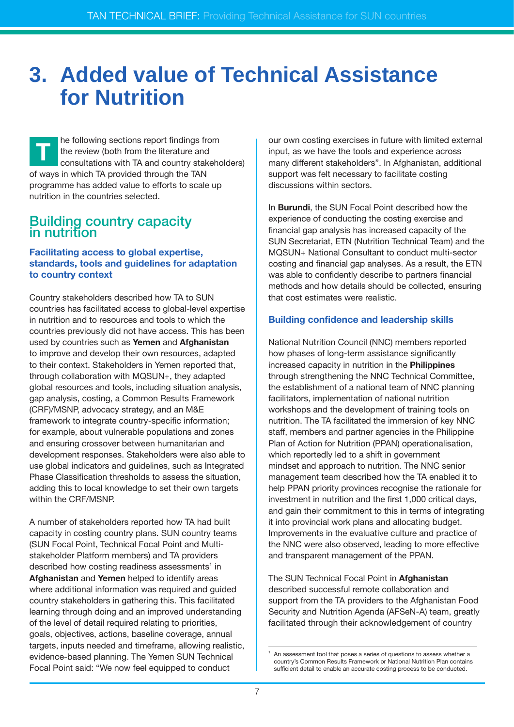# 3. Added value of Technical Assistance for Nutrition

The following sections report findings from the review (both from the literature and consultations with TA and country stakeholders) of ways in which TA provided through the TAN programme has added value to efforts to scale up nutrition in the countries selected.

## Building country capacity in nutrition

### Facilitating access to global expertise, standards, tools and guidelines for adaptation to country context

Country stakeholders described how TA to SUN countries has facilitated access to global-level expertise in nutrition and to resources and tools to which the countries previously did not have access. This has been used by countries such as **Yemen** and **Afghanistan** to improve and develop their own resources, adapted to their context. Stakeholders in Yemen reported that, through collaboration with MQSUN+, they adapted global resources and tools, including situation analysis, gap analysis, costing, a Common Results Framework (CRF)/MSNP, advocacy strategy, and an M&E framework to integrate country-specific information; for example, about vulnerable populations and zones and ensuring crossover between humanitarian and development responses. Stakeholders were also able to use global indicators and guidelines, such as Integrated Phase Classification thresholds to assess the situation, adding this to local knowledge to set their own targets within the CRF/MSNP.

A number of stakeholders reported how TA had built capacity in costing country plans. SUN country teams (SUN Focal Point, Technical Focal Point and Multi-stakeholder Platform members) and TA providers described how costing readiness assessments[1] in **Afghanistan** and **Yemen** helped to identify areas where additional information was required and guided country stakeholders in gathering this. This facilitated learning through doing and an improved understanding of the level of detail required relating to priorities, goals, objectives, actions, baseline coverage, annual targets, inputs needed and timeframe, allowing realistic, evidence-based planning. The Yemen SUN Technical Focal Point said: "We now feel equipped to conduct our own costing exercises in future with limited external input, as we have the tools and experience across many different stakeholders". In Afghanistan, additional support was felt necessary to facilitate costing discussions within sectors.

In **Burundi**, the SUN Focal Point described how the experience of conducting the costing exercise and financial gap analysis has increased capacity of the SUN Secretariat, ETN (Nutrition Technical Team) and the MQSUN+ National Consultant to conduct multi-sector costing and financial gap analyses. As a result, the ETN was able to confidently describe to partners financial methods and how details should be collected, ensuring that cost estimates were realistic.

### Building confidence and leadership skills

National Nutrition Council (NNC) members reported how phases of long-term assistance significantly increased capacity in nutrition in the **Philippines** through strengthening the NNC Technical Committee, the establishment of a national team of NNC planning facilitators, implementation of national nutrition workshops and the development of training tools on nutrition. The TA facilitated the immersion of key NNC staff, members and partner agencies in the Philippine Plan of Action for Nutrition (PPAN) operationalisation, which reportedly led to a shift in government mindset and approach to nutrition. The NNC senior management team described how the TA enabled it to help PPAN priority provinces recognise the rationale for investment in nutrition and the first 1,000 critical days, and gain their commitment to this in terms of integrating it into provincial work plans and allocating budget. Improvements in the evaluative culture and practice of the NNC were also observed, leading to more effective and transparent management of the PPAN.

The SUN Technical Focal Point in **Afghanistan** described successful remote collaboration and support from the TA providers to the Afghanistan Food Security and Nutrition Agenda (AFSeN-A) team, greatly facilitated through their acknowledgement of country

[1] An assessment tool that poses a series of questions to assess whether a country's Common Results Framework or National Nutrition Plan contains sufficient detail to enable an accurate costing process to be conducted.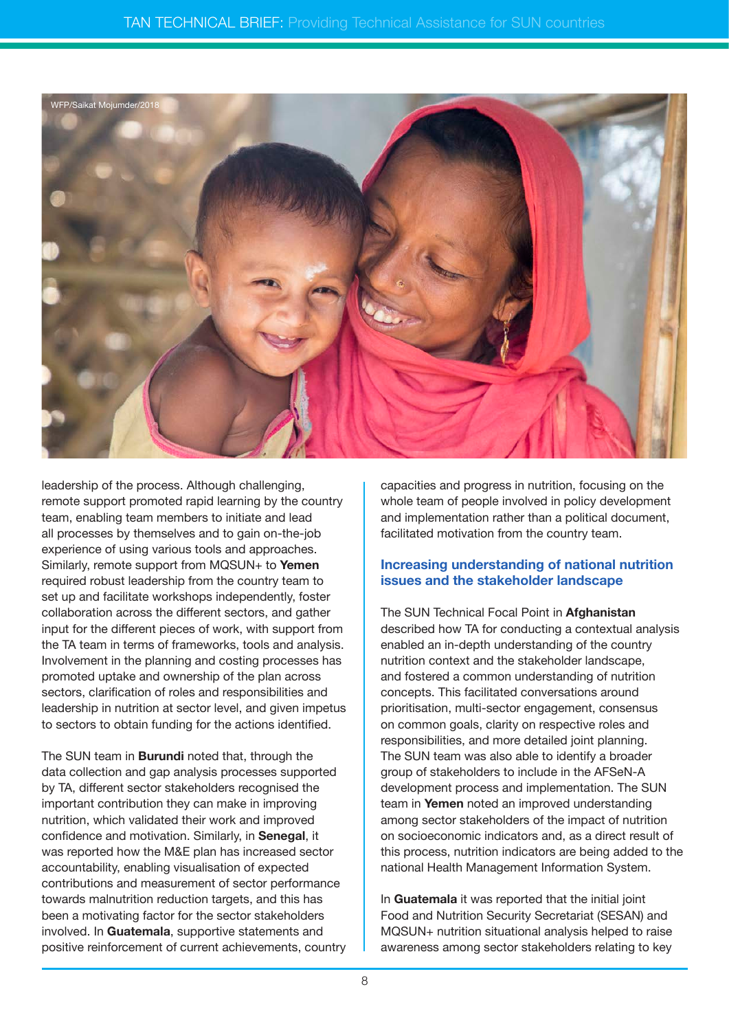leadership of the process. Although challenging, remote support promoted rapid learning by the country team, enabling team members to initiate and lead all processes by themselves and to gain on-the-job experience of using various tools and approaches. Similarly, remote support from MQSUN+ to **Yemen** required robust leadership from the country team to set up and facilitate workshops independently, foster collaboration across the different sectors, and gather input for the different pieces of work, with support from the TA team in terms of frameworks, tools and analysis. Involvement in the planning and costing processes has promoted uptake and ownership of the plan across sectors, clarification of roles and responsibilities and leadership in nutrition at sector level, and given impetus to sectors to obtain funding for the actions identified.

The SUN team in **Burundi** noted that, through the data collection and gap analysis processes supported by TA, different sector stakeholders recognised the important contribution they can make in improving nutrition, which validated their work and improved confidence and motivation. Similarly, in **Senegal**, it was reported how the M&E plan has increased sector accountability, enabling visualisation of expected contributions and measurement of sector performance towards malnutrition reduction targets, and this has been a motivating factor for the sector stakeholders involved. In **Guatemala**, supportive statements and positive reinforcement of current achievements, country capacities and progress in nutrition, focusing on the whole team of people involved in policy development and implementation rather than a political document, facilitated motivation from the country team.

## Increasing understanding of national nutrition issues and the stakeholder landscape

The SUN Technical Focal Point in **Afghanistan** described how TA for conducting a contextual analysis enabled an in-depth understanding of the country nutrition context and the stakeholder landscape, and fostered a common understanding of nutrition concepts. This facilitated conversations around prioritisation, multi-sector engagement, consensus on common goals, clarity on respective roles and responsibilities, and more detailed joint planning. The SUN team was also able to identify a broader group of stakeholders to include in the AFSeN-A development process and implementation. The SUN team in **Yemen** noted an improved understanding among sector stakeholders of the impact of nutrition on socioeconomic indicators and, as a direct result of this process, nutrition indicators are being added to the national Health Management Information System.

In **Guatemala** it was reported that the initial joint Food and Nutrition Security Secretariat (SESAN) and MQSUN+ nutrition situational analysis helped to raise awareness among sector stakeholders relating to key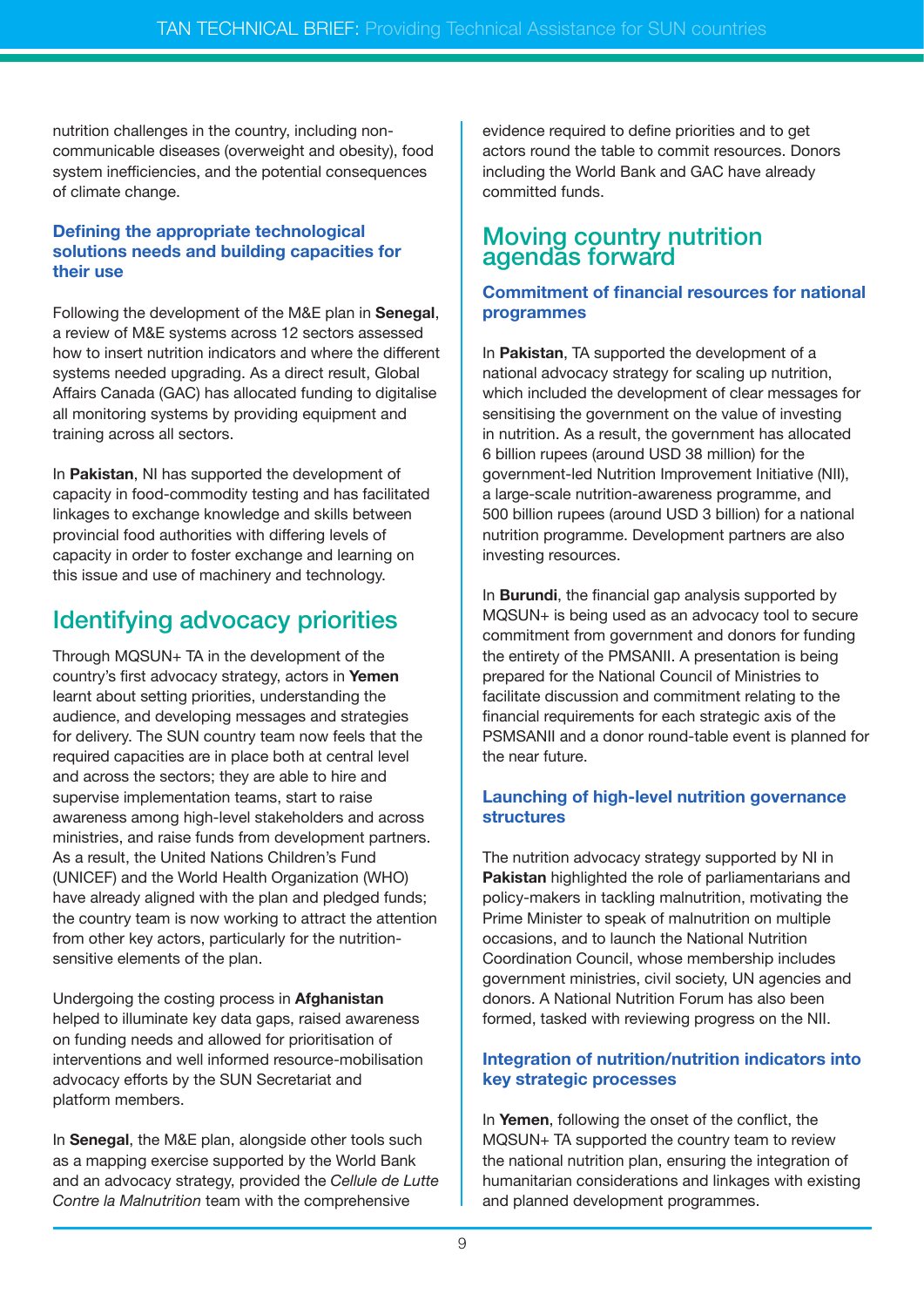nutrition challenges in the country, including non-communicable diseases (overweight and obesity), food system inefficiencies, and the potential consequences of climate change.

### Defining the appropriate technological solutions needs and building capacities for their use

Following the development of the M&E plan in **Senegal**, a review of M&E systems across 12 sectors assessed how to insert nutrition indicators and where the different systems needed upgrading. As a direct result, Global Affairs Canada (GAC) has allocated funding to digitalise all monitoring systems by providing equipment and training across all sectors.

In **Pakistan**, NI has supported the development of capacity in food-commodity testing and has facilitated linkages to exchange knowledge and skills between provincial food authorities with differing levels of capacity in order to foster exchange and learning on this issue and use of machinery and technology.

## Identifying advocacy priorities

Through MQSUN+ TA in the development of the country's first advocacy strategy, actors in **Yemen** learnt about setting priorities, understanding the audience, and developing messages and strategies for delivery. The SUN country team now feels that the required capacities are in place both at central level and across the sectors; they are able to hire and supervise implementation teams, start to raise awareness among high-level stakeholders and across ministries, and raise funds from development partners. As a result, the United Nations Children's Fund (UNICEF) and the World Health Organization (WHO) have already aligned with the plan and pledged funds; the country team is now working to attract the attention from other key actors, particularly for the nutrition-sensitive elements of the plan.

Undergoing the costing process in **Afghanistan** helped to illuminate key data gaps, raised awareness on funding needs and allowed for prioritisation of interventions and well informed resource-mobilisation advocacy efforts by the SUN Secretariat and platform members.

In **Senegal**, the M&E plan, alongside other tools such as a mapping exercise supported by the World Bank and an advocacy strategy, provided the *Cellule de Lutte Contre la Malnutrition* team with the comprehensive evidence required to define priorities and to get actors round the table to commit resources. Donors including the World Bank and GAC have already committed funds.

## Moving country nutrition agendas forward

### Commitment of financial resources for national programmes

In **Pakistan**, TA supported the development of a national advocacy strategy for scaling up nutrition, which included the development of clear messages for sensitising the government on the value of investing in nutrition. As a result, the government has allocated 6 billion rupees (around USD 38 million) for the government-led Nutrition Improvement Initiative (NII), a large-scale nutrition-awareness programme, and 500 billion rupees (around USD 3 billion) for a national nutrition programme. Development partners are also investing resources.

In **Burundi**, the financial gap analysis supported by MQSUN+ is being used as an advocacy tool to secure commitment from government and donors for funding the entirety of the PMSANII. A presentation is being prepared for the National Council of Ministries to facilitate discussion and commitment relating to the financial requirements for each strategic axis of the PSMSANII and a donor round-table event is planned for the near future.

### Launching of high-level nutrition governance structures

The nutrition advocacy strategy supported by NI in **Pakistan** highlighted the role of parliamentarians and policy-makers in tackling malnutrition, motivating the Prime Minister to speak of malnutrition on multiple occasions, and to launch the National Nutrition Coordination Council, whose membership includes government ministries, civil society, UN agencies and donors. A National Nutrition Forum has also been formed, tasked with reviewing progress on the NII.

### Integration of nutrition/nutrition indicators into key strategic processes

In **Yemen**, following the onset of the conflict, the MQSUN+ TA supported the country team to review the national nutrition plan, ensuring the integration of humanitarian considerations and linkages with existing and planned development programmes.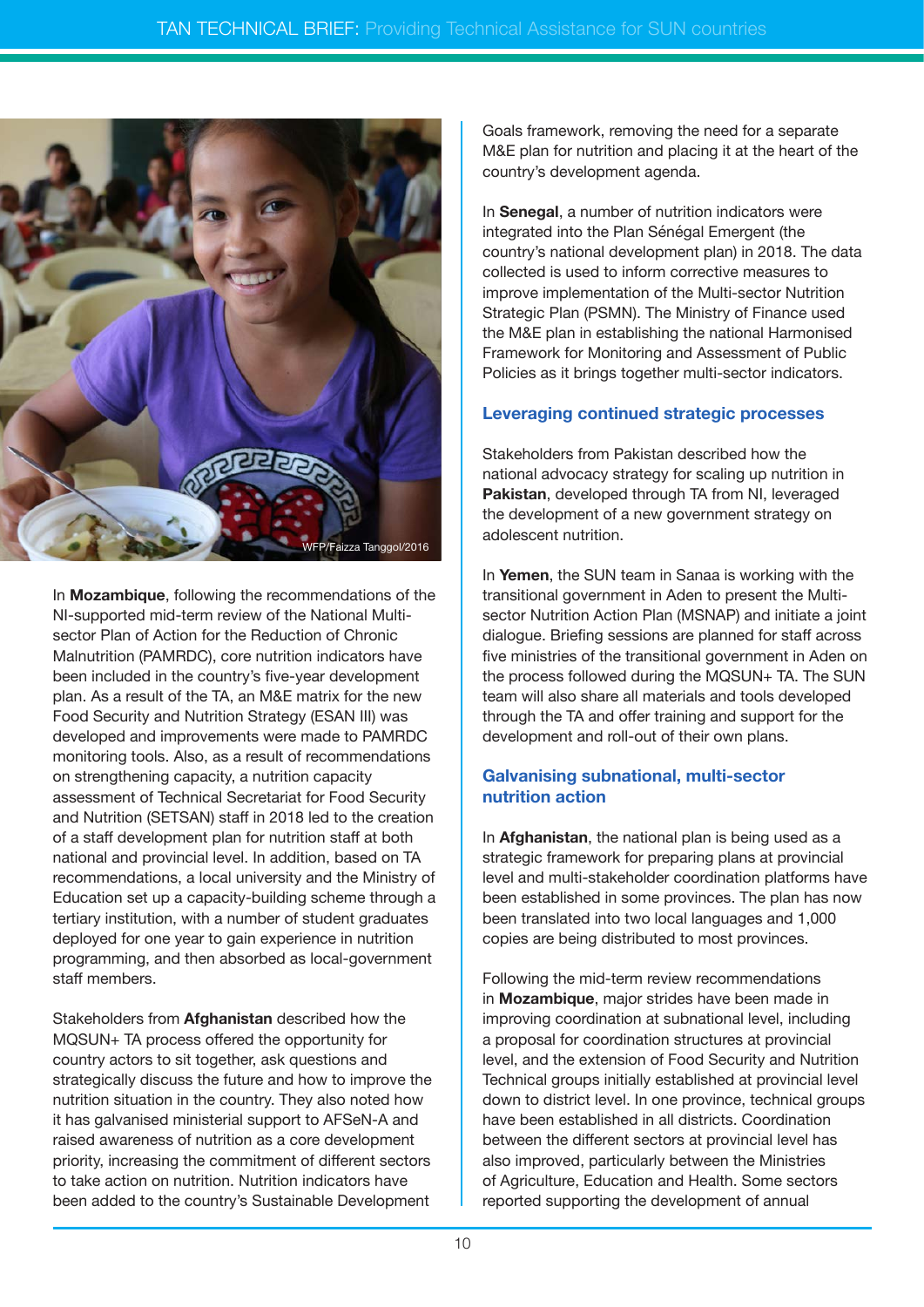WFP/Faizza Tanggol/2016

In **Mozambique**, following the recommendations of the NI-supported mid-term review of the National Multi-sector Plan of Action for the Reduction of Chronic Malnutrition (PAMRDC), core nutrition indicators have been included in the country's five-year development plan. As a result of the TA, an M&E matrix for the new Food Security and Nutrition Strategy (ESAN III) was developed and improvements were made to PAMRDC monitoring tools. Also, as a result of recommendations on strengthening capacity, a nutrition capacity assessment of Technical Secretariat for Food Security and Nutrition (SETSAN) staff in 2018 led to the creation of a staff development plan for nutrition staff at both national and provincial level. In addition, based on TA recommendations, a local university and the Ministry of Education set up a capacity-building scheme through a tertiary institution, with a number of student graduates deployed for one year to gain experience in nutrition programming, and then absorbed as local-government staff members.

Stakeholders from **Afghanistan** described how the MQSUN+ TA process offered the opportunity for country actors to sit together, ask questions and strategically discuss the future and how to improve the nutrition situation in the country. They also noted how it has galvanised ministerial support to AFSeN-A and raised awareness of nutrition as a core development priority, increasing the commitment of different sectors to take action on nutrition. Nutrition indicators have been added to the country's Sustainable Development Goals framework, removing the need for a separate M&E plan for nutrition and placing it at the heart of the country's development agenda.

In **Senegal**, a number of nutrition indicators were integrated into the Plan Sénégal Emergent (the country's national development plan) in 2018. The data collected is used to inform corrective measures to improve implementation of the Multi-sector Nutrition Strategic Plan (PSMN). The Ministry of Finance used the M&E plan in establishing the national Harmonised Framework for Monitoring and Assessment of Public Policies as it brings together multi-sector indicators.

## Leveraging continued strategic processes

Stakeholders from Pakistan described how the national advocacy strategy for scaling up nutrition in **Pakistan**, developed through TA from NI, leveraged the development of a new government strategy on adolescent nutrition.

In **Yemen**, the SUN team in Sanaa is working with the transitional government in Aden to present the Multi-sector Nutrition Action Plan (MSNAP) and initiate a joint dialogue. Briefing sessions are planned for staff across five ministries of the transitional government in Aden on the process followed during the MQSUN+ TA. The SUN team will also share all materials and tools developed through the TA and offer training and support for the development and roll-out of their own plans.

## Galvanising subnational, multi-sector nutrition action

In **Afghanistan**, the national plan is being used as a strategic framework for preparing plans at provincial level and multi-stakeholder coordination platforms have been established in some provinces. The plan has now been translated into two local languages and 1,000 copies are being distributed to most provinces.

Following the mid-term review recommendations in **Mozambique**, major strides have been made in improving coordination at subnational level, including a proposal for coordination structures at provincial level, and the extension of Food Security and Nutrition Technical groups initially established at provincial level down to district level. In one province, technical groups have been established in all districts. Coordination between the different sectors at provincial level has also improved, particularly between the Ministries of Agriculture, Education and Health. Some sectors reported supporting the development of annual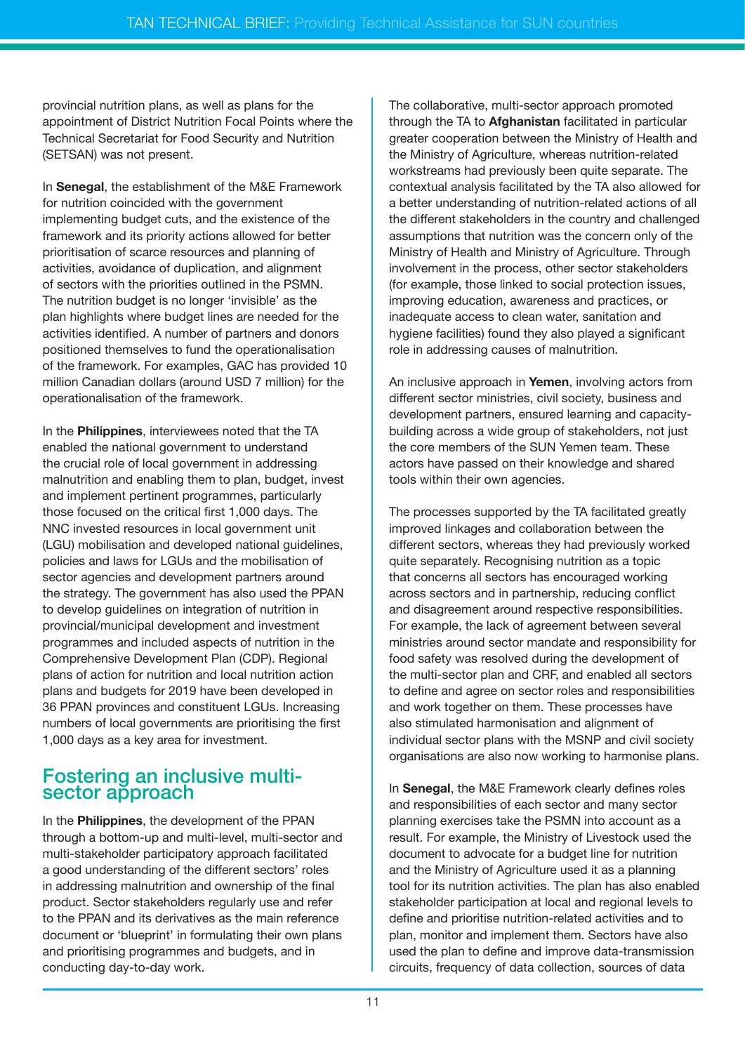provincial nutrition plans, as well as plans for the appointment of District Nutrition Focal Points where the Technical Secretariat for Food Security and Nutrition (SETSAN) was not present.

In **Senegal**, the establishment of the M&E Framework for nutrition coincided with the government implementing budget cuts, and the existence of the framework and its priority actions allowed for better prioritisation of scarce resources and planning of activities, avoidance of duplication, and alignment of sectors with the priorities outlined in the PSMN. The nutrition budget is no longer 'invisible' as the plan highlights where budget lines are needed for the activities identified. A number of partners and donors positioned themselves to fund the operationalisation of the framework. For examples, GAC has provided 10 million Canadian dollars (around USD 7 million) for the operationalisation of the framework.

In the **Philippines**, interviewees noted that the TA enabled the national government to understand the crucial role of local government in addressing malnutrition and enabling them to plan, budget, invest and implement pertinent programmes, particularly those focused on the critical first 1,000 days. The NNC invested resources in local government unit (LGU) mobilisation and developed national guidelines, policies and laws for LGUs and the mobilisation of sector agencies and development partners around the strategy. The government has also used the PPAN to develop guidelines on integration of nutrition in provincial/municipal development and investment programmes and included aspects of nutrition in the Comprehensive Development Plan (CDP). Regional plans of action for nutrition and local nutrition action plans and budgets for 2019 have been developed in 36 PPAN provinces and constituent LGUs. Increasing numbers of local governments are prioritising the first 1,000 days as a key area for investment.

## Fostering an inclusive multi-sector approach

In the **Philippines**, the development of the PPAN through a bottom-up and multi-level, multi-sector and multi-stakeholder participatory approach facilitated a good understanding of the different sectors' roles in addressing malnutrition and ownership of the final product. Sector stakeholders regularly use and refer to the PPAN and its derivatives as the main reference document or 'blueprint' in formulating their own plans and prioritising programmes and budgets, and in conducting day-to-day work.

The collaborative, multi-sector approach promoted through the TA to **Afghanistan** facilitated in particular greater cooperation between the Ministry of Health and the Ministry of Agriculture, whereas nutrition-related workstreams had previously been quite separate. The contextual analysis facilitated by the TA also allowed for a better understanding of nutrition-related actions of all the different stakeholders in the country and challenged assumptions that nutrition was the concern only of the Ministry of Health and Ministry of Agriculture. Through involvement in the process, other sector stakeholders (for example, those linked to social protection issues, improving education, awareness and practices, or inadequate access to clean water, sanitation and hygiene facilities) found they also played a significant role in addressing causes of malnutrition.

An inclusive approach in **Yemen**, involving actors from different sector ministries, civil society, business and development partners, ensured learning and capacity-building across a wide group of stakeholders, not just the core members of the SUN Yemen team. These actors have passed on their knowledge and shared tools within their own agencies.

The processes supported by the TA facilitated greatly improved linkages and collaboration between the different sectors, whereas they had previously worked quite separately. Recognising nutrition as a topic that concerns all sectors has encouraged working across sectors and in partnership, reducing conflict and disagreement around respective responsibilities. For example, the lack of agreement between several ministries around sector mandate and responsibility for food safety was resolved during the development of the multi-sector plan and CRF, and enabled all sectors to define and agree on sector roles and responsibilities and work together on them. These processes have also stimulated harmonisation and alignment of individual sector plans with the MSNP and civil society organisations are also now working to harmonise plans.

In **Senegal**, the M&E Framework clearly defines roles and responsibilities of each sector and many sector planning exercises take the PSMN into account as a result. For example, the Ministry of Livestock used the document to advocate for a budget line for nutrition and the Ministry of Agriculture used it as a planning tool for its nutrition activities. The plan has also enabled stakeholder participation at local and regional levels to define and prioritise nutrition-related activities and to plan, monitor and implement them. Sectors have also used the plan to define and improve data-transmission circuits, frequency of data collection, sources of data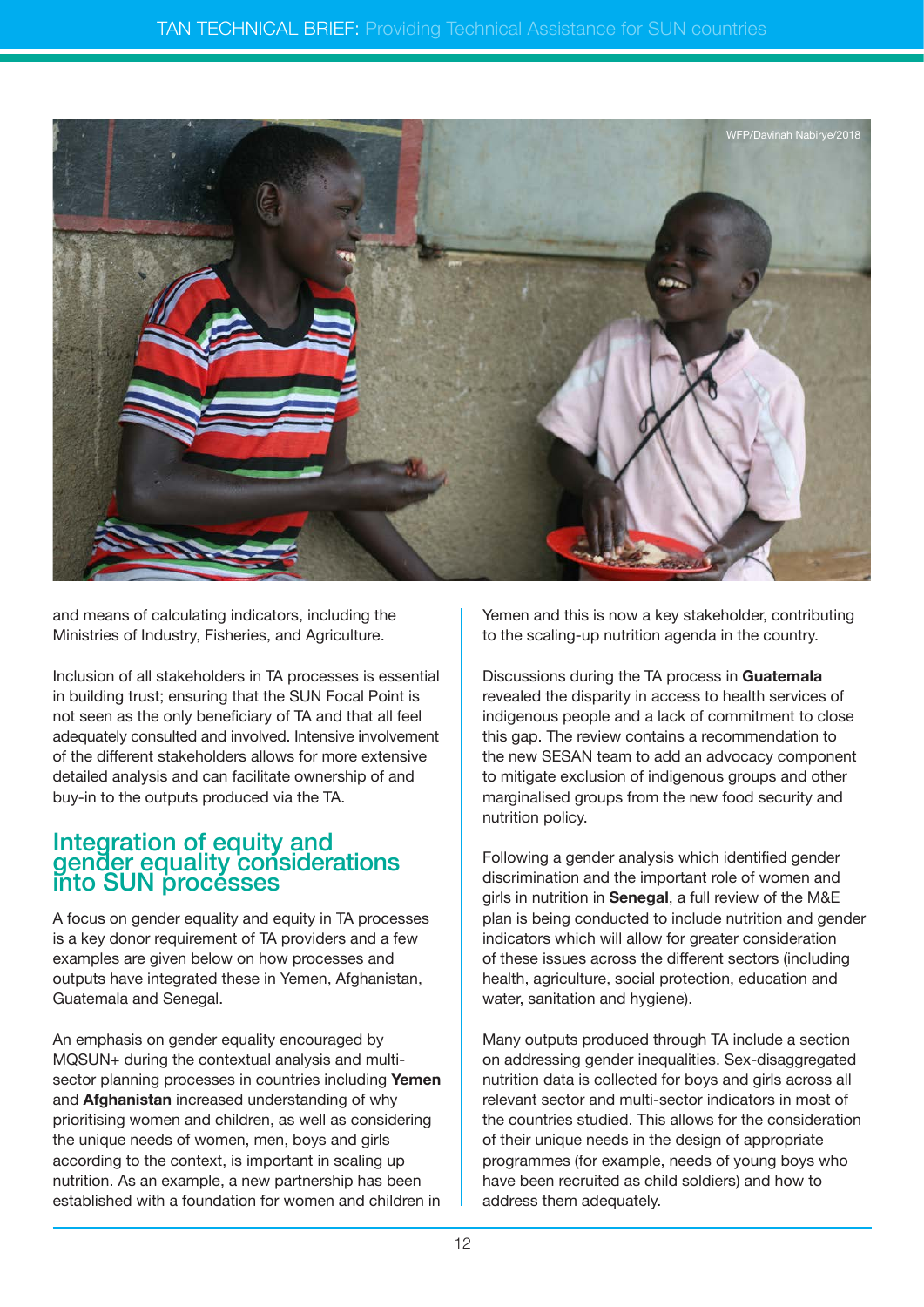and means of calculating indicators, including the Ministries of Industry, Fisheries, and Agriculture.

Inclusion of all stakeholders in TA processes is essential in building trust; ensuring that the SUN Focal Point is not seen as the only beneficiary of TA and that all feel adequately consulted and involved. Intensive involvement of the different stakeholders allows for more extensive detailed analysis and can facilitate ownership of and buy-in to the outputs produced via the TA.

## Integration of equity and gender equality considerations into SUN processes

A focus on gender equality and equity in TA processes is a key donor requirement of TA providers and a few examples are given below on how processes and outputs have integrated these in Yemen, Afghanistan, Guatemala and Senegal.

An emphasis on gender equality encouraged by MQSUN+ during the contextual analysis and multi-sector planning processes in countries including **Yemen** and **Afghanistan** increased understanding of why prioritising women and children, as well as considering the unique needs of women, men, boys and girls according to the context, is important in scaling up nutrition. As an example, a new partnership has been established with a foundation for women and children in Yemen and this is now a key stakeholder, contributing to the scaling-up nutrition agenda in the country.

Discussions during the TA process in **Guatemala** revealed the disparity in access to health services of indigenous people and a lack of commitment to close this gap. The review contains a recommendation to the new SESAN team to add an advocacy component to mitigate exclusion of indigenous groups and other marginalised groups from the new food security and nutrition policy.

Following a gender analysis which identified gender discrimination and the important role of women and girls in nutrition in **Senegal**, a full review of the M&E plan is being conducted to include nutrition and gender indicators which will allow for greater consideration of these issues across the different sectors (including health, agriculture, social protection, education and water, sanitation and hygiene).

Many outputs produced through TA include a section on addressing gender inequalities. Sex-disaggregated nutrition data is collected for boys and girls across all relevant sector and multi-sector indicators in most of the countries studied. This allows for the consideration of their unique needs in the design of appropriate programmes (for example, needs of young boys who have been recruited as child soldiers) and how to address them adequately.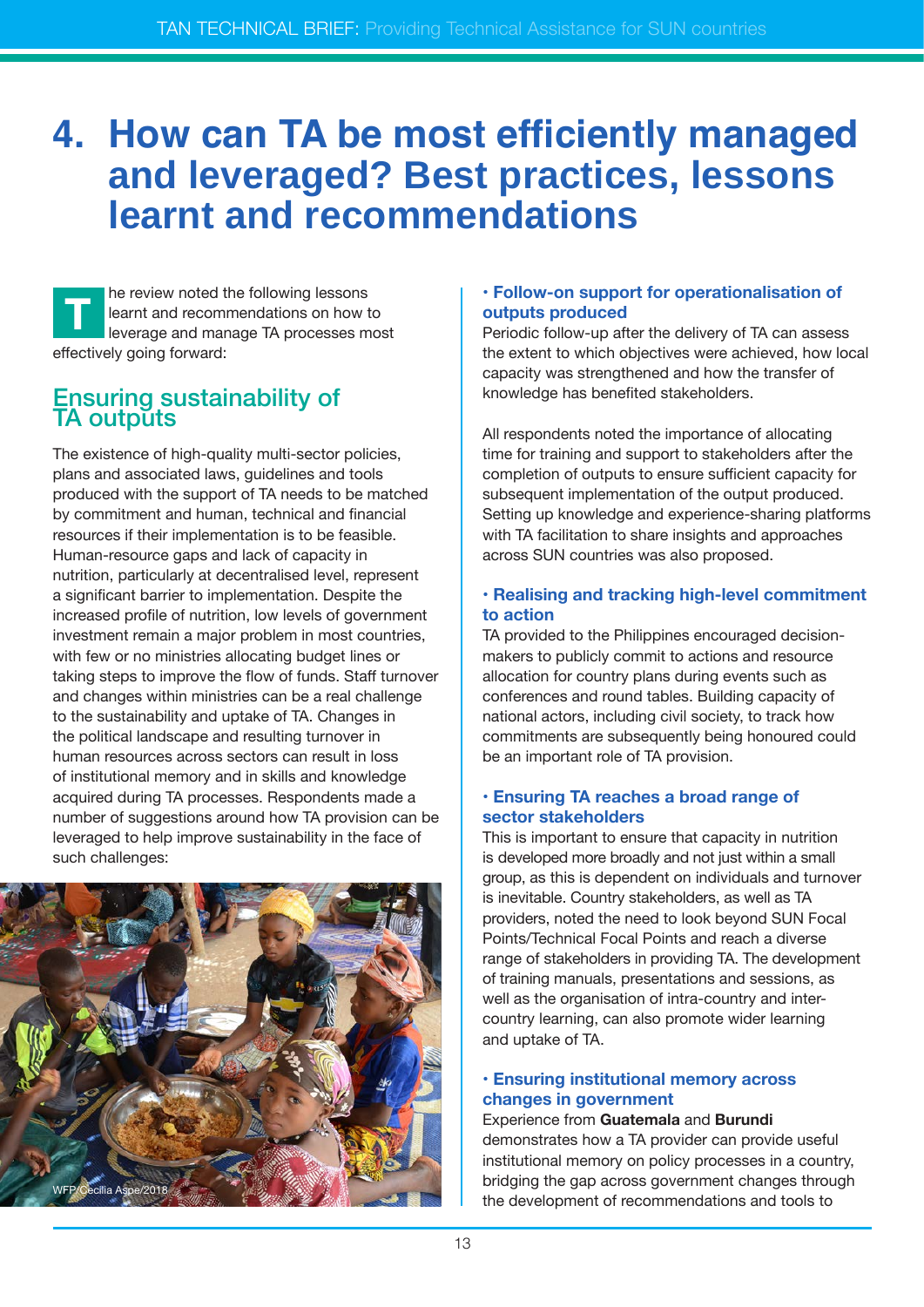# 4. How can TA be most efficiently managed and leveraged? Best practices, lessons learnt and recommendations

The review noted the following lessons learnt and recommendations on how to leverage and manage TA processes most effectively going forward:

## Ensuring sustainability of TA outputs

The existence of high-quality multi-sector policies, plans and associated laws, guidelines and tools produced with the support of TA needs to be matched by commitment and human, technical and financial resources if their implementation is to be feasible. Human-resource gaps and lack of capacity in nutrition, particularly at decentralised level, represent a significant barrier to implementation. Despite the increased profile of nutrition, low levels of government investment remain a major problem in most countries, with few or no ministries allocating budget lines or taking steps to improve the flow of funds. Staff turnover and changes within ministries can be a real challenge to the sustainability and uptake of TA. Changes in the political landscape and resulting turnover in human resources across sectors can result in loss of institutional memory and in skills and knowledge acquired during TA processes. Respondents made a number of suggestions around how TA provision can be leveraged to help improve sustainability in the face of such challenges:

WFP/Cecilia Aspe/2018

### • Follow-on support for operationalisation of outputs produced

Periodic follow-up after the delivery of TA can assess the extent to which objectives were achieved, how local capacity was strengthened and how the transfer of knowledge has benefited stakeholders.

All respondents noted the importance of allocating time for training and support to stakeholders after the completion of outputs to ensure sufficient capacity for subsequent implementation of the output produced. Setting up knowledge and experience-sharing platforms with TA facilitation to share insights and approaches across SUN countries was also proposed.

### • Realising and tracking high-level commitment to action

TA provided to the Philippines encouraged decision-makers to publicly commit to actions and resource allocation for country plans during events such as conferences and round tables. Building capacity of national actors, including civil society, to track how commitments are subsequently being honoured could be an important role of TA provision.

### • Ensuring TA reaches a broad range of sector stakeholders

This is important to ensure that capacity in nutrition is developed more broadly and not just within a small group, as this is dependent on individuals and turnover is inevitable. Country stakeholders, as well as TA providers, noted the need to look beyond SUN Focal Points/Technical Focal Points and reach a diverse range of stakeholders in providing TA. The development of training manuals, presentations and sessions, as well as the organisation of intra-country and inter-country learning, can also promote wider learning and uptake of TA.

### • Ensuring institutional memory across changes in government

Experience from **Guatemala** and **Burundi** demonstrates how a TA provider can provide useful institutional memory on policy processes in a country, bridging the gap across government changes through the development of recommendations and tools to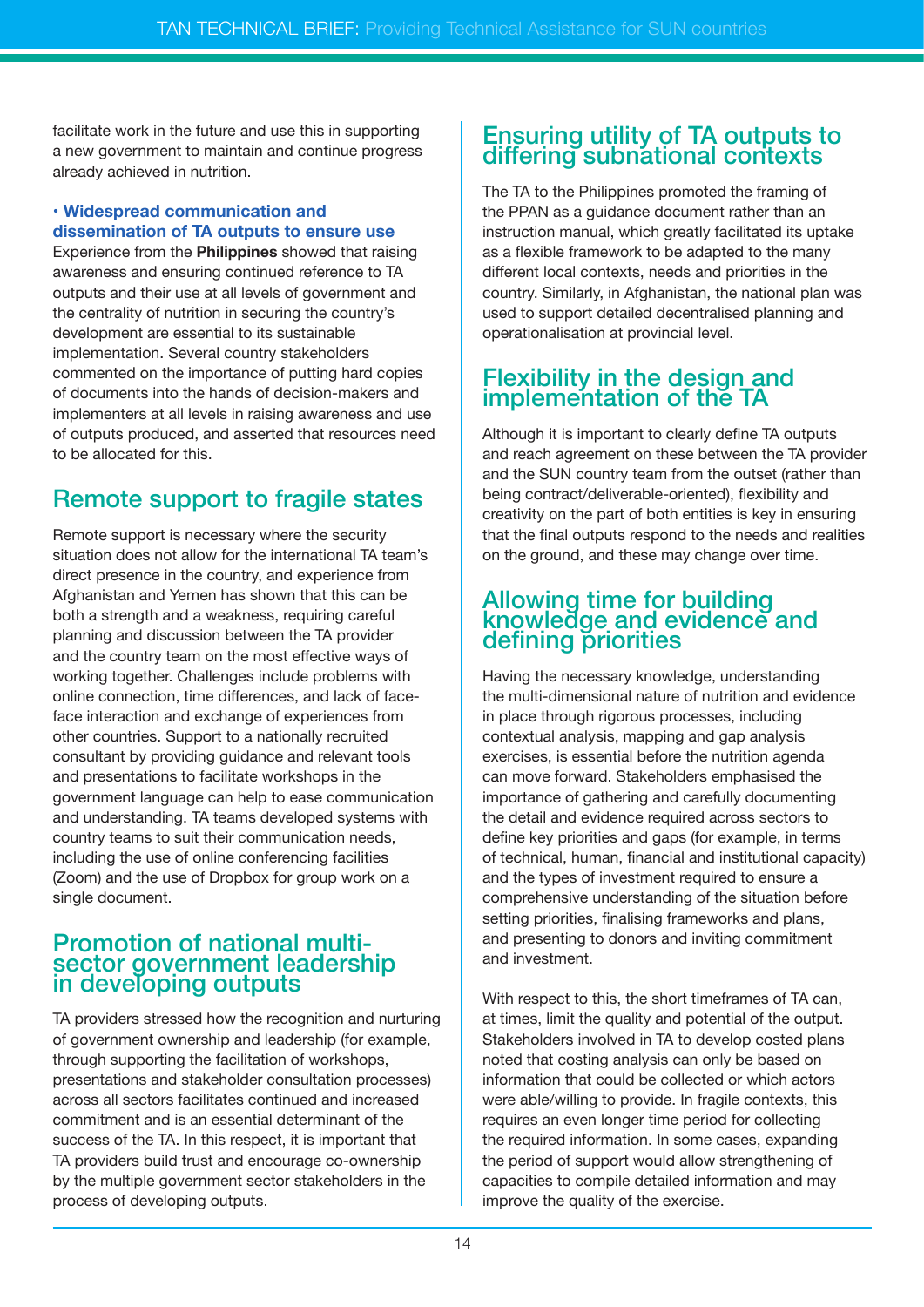facilitate work in the future and use this in supporting a new government to maintain and continue progress already achieved in nutrition.

**• Widespread communication and dissemination of TA outputs to ensure use**

Experience from the **Philippines** showed that raising awareness and ensuring continued reference to TA outputs and their use at all levels of government and the centrality of nutrition in securing the country's development are essential to its sustainable implementation. Several country stakeholders commented on the importance of putting hard copies of documents into the hands of decision-makers and implementers at all levels in raising awareness and use of outputs produced, and asserted that resources need to be allocated for this.

## Remote support to fragile states

Remote support is necessary where the security situation does not allow for the international TA team's direct presence in the country, and experience from Afghanistan and Yemen has shown that this can be both a strength and a weakness, requiring careful planning and discussion between the TA provider and the country team on the most effective ways of working together. Challenges include problems with online connection, time differences, and lack of face-face interaction and exchange of experiences from other countries. Support to a nationally recruited consultant by providing guidance and relevant tools and presentations to facilitate workshops in the government language can help to ease communication and understanding. TA teams developed systems with country teams to suit their communication needs, including the use of online conferencing facilities (Zoom) and the use of Dropbox for group work on a single document.

## Promotion of national multi-sector government leadership in developing outputs

TA providers stressed how the recognition and nurturing of government ownership and leadership (for example, through supporting the facilitation of workshops, presentations and stakeholder consultation processes) across all sectors facilitates continued and increased commitment and is an essential determinant of the success of the TA. In this respect, it is important that TA providers build trust and encourage co-ownership by the multiple government sector stakeholders in the process of developing outputs.

## Ensuring utility of TA outputs to differing subnational contexts

The TA to the Philippines promoted the framing of the PPAN as a guidance document rather than an instruction manual, which greatly facilitated its uptake as a flexible framework to be adapted to the many different local contexts, needs and priorities in the country. Similarly, in Afghanistan, the national plan was used to support detailed decentralised planning and operationalisation at provincial level.

## Flexibility in the design and implementation of the TA

Although it is important to clearly define TA outputs and reach agreement on these between the TA provider and the SUN country team from the outset (rather than being contract/deliverable-oriented), flexibility and creativity on the part of both entities is key in ensuring that the final outputs respond to the needs and realities on the ground, and these may change over time.

## Allowing time for building knowledge and evidence and defining priorities

Having the necessary knowledge, understanding the multi-dimensional nature of nutrition and evidence in place through rigorous processes, including contextual analysis, mapping and gap analysis exercises, is essential before the nutrition agenda can move forward. Stakeholders emphasised the importance of gathering and carefully documenting the detail and evidence required across sectors to define key priorities and gaps (for example, in terms of technical, human, financial and institutional capacity) and the types of investment required to ensure a comprehensive understanding of the situation before setting priorities, finalising frameworks and plans, and presenting to donors and inviting commitment and investment.

With respect to this, the short timeframes of TA can, at times, limit the quality and potential of the output. Stakeholders involved in TA to develop costed plans noted that costing analysis can only be based on information that could be collected or which actors were able/willing to provide. In fragile contexts, this requires an even longer time period for collecting the required information. In some cases, expanding the period of support would allow strengthening of capacities to compile detailed information and may improve the quality of the exercise.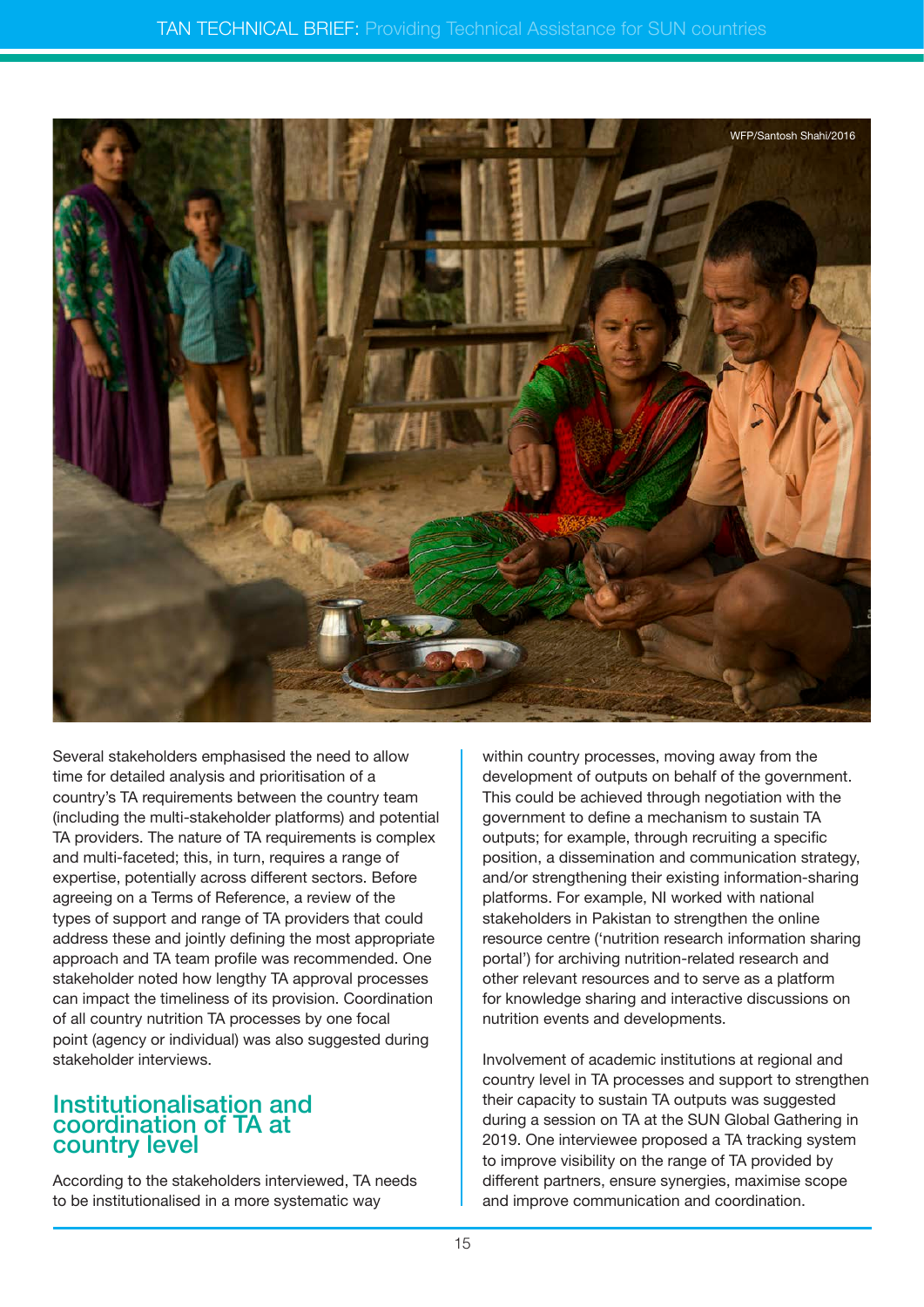WFP/Santosh Shahi/2016

Several stakeholders emphasised the need to allow time for detailed analysis and prioritisation of a country's TA requirements between the country team (including the multi-stakeholder platforms) and potential TA providers. The nature of TA requirements is complex and multi-faceted; this, in turn, requires a range of expertise, potentially across different sectors. Before agreeing on a Terms of Reference, a review of the types of support and range of TA providers that could address these and jointly defining the most appropriate approach and TA team profile was recommended. One stakeholder noted how lengthy TA approval processes can impact the timeliness of its provision. Coordination of all country nutrition TA processes by one focal point (agency or individual) was also suggested during stakeholder interviews.

## Institutionalisation and coordination of TA at country level

According to the stakeholders interviewed, TA needs to be institutionalised in a more systematic way within country processes, moving away from the development of outputs on behalf of the government. This could be achieved through negotiation with the government to define a mechanism to sustain TA outputs; for example, through recruiting a specific position, a dissemination and communication strategy, and/or strengthening their existing information-sharing platforms. For example, NI worked with national stakeholders in Pakistan to strengthen the online resource centre ('nutrition research information sharing portal') for archiving nutrition-related research and other relevant resources and to serve as a platform for knowledge sharing and interactive discussions on nutrition events and developments.

Involvement of academic institutions at regional and country level in TA processes and support to strengthen their capacity to sustain TA outputs was suggested during a session on TA at the SUN Global Gathering in 2019. One interviewee proposed a TA tracking system to improve visibility on the range of TA provided by different partners, ensure synergies, maximise scope and improve communication and coordination.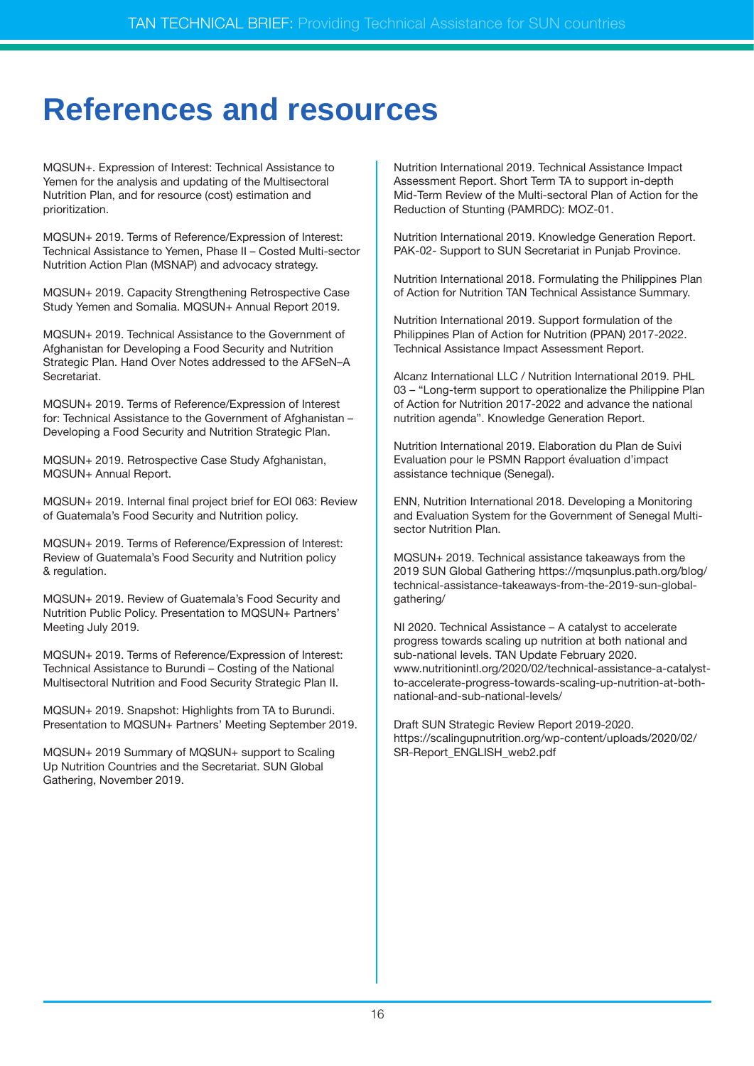# References and resources

MQSUN+. Expression of Interest: Technical Assistance to Yemen for the analysis and updating of the Multisectoral Nutrition Plan, and for resource (cost) estimation and prioritization.

MQSUN+ 2019. Terms of Reference/Expression of Interest: Technical Assistance to Yemen, Phase II – Costed Multi-sector Nutrition Action Plan (MSNAP) and advocacy strategy.

MQSUN+ 2019. Capacity Strengthening Retrospective Case Study Yemen and Somalia. MQSUN+ Annual Report 2019.

MQSUN+ 2019. Technical Assistance to the Government of Afghanistan for Developing a Food Security and Nutrition Strategic Plan. Hand Over Notes addressed to the AFSeN–A Secretariat.

MQSUN+ 2019. Terms of Reference/Expression of Interest for: Technical Assistance to the Government of Afghanistan – Developing a Food Security and Nutrition Strategic Plan.

MQSUN+ 2019. Retrospective Case Study Afghanistan, MQSUN+ Annual Report.

MQSUN+ 2019. Internal final project brief for EOI 063: Review of Guatemala's Food Security and Nutrition policy.

MQSUN+ 2019. Terms of Reference/Expression of Interest: Review of Guatemala's Food Security and Nutrition policy & regulation.

MQSUN+ 2019. Review of Guatemala's Food Security and Nutrition Public Policy. Presentation to MQSUN+ Partners' Meeting July 2019.

MQSUN+ 2019. Terms of Reference/Expression of Interest: Technical Assistance to Burundi – Costing of the National Multisectoral Nutrition and Food Security Strategic Plan II.

MQSUN+ 2019. Snapshot: Highlights from TA to Burundi. Presentation to MQSUN+ Partners' Meeting September 2019.

MQSUN+ 2019 Summary of MQSUN+ support to Scaling Up Nutrition Countries and the Secretariat. SUN Global Gathering, November 2019.

Nutrition International 2019. Technical Assistance Impact Assessment Report. Short Term TA to support in-depth Mid-Term Review of the Multi-sectoral Plan of Action for the Reduction of Stunting (PAMRDC): MOZ-01.

Nutrition International 2019. Knowledge Generation Report. PAK-02- Support to SUN Secretariat in Punjab Province.

Nutrition International 2018. Formulating the Philippines Plan of Action for Nutrition TAN Technical Assistance Summary.

Nutrition International 2019. Support formulation of the Philippines Plan of Action for Nutrition (PPAN) 2017-2022. Technical Assistance Impact Assessment Report.

Alcanz International LLC / Nutrition International 2019. PHL 03 – "Long-term support to operationalize the Philippine Plan of Action for Nutrition 2017-2022 and advance the national nutrition agenda". Knowledge Generation Report.

Nutrition International 2019. Elaboration du Plan de Suivi Evaluation pour le PSMN Rapport évaluation d'impact assistance technique (Senegal).

ENN, Nutrition International 2018. Developing a Monitoring and Evaluation System for the Government of Senegal Multi-sector Nutrition Plan.

MQSUN+ 2019. Technical assistance takeaways from the 2019 SUN Global Gathering https://mqsunplus.path.org/blog/technical-assistance-takeaways-from-the-2019-sun-global-gathering/

NI 2020. Technical Assistance – A catalyst to accelerate progress towards scaling up nutrition at both national and sub-national levels. TAN Update February 2020. www.nutritionintl.org/2020/02/technical-assistance-a-catalyst-to-accelerate-progress-towards-scaling-up-nutrition-at-both-national-and-sub-national-levels/

Draft SUN Strategic Review Report 2019-2020. https://scalingupnutrition.org/wp-content/uploads/2020/02/SR-Report_ENGLISH_web2.pdf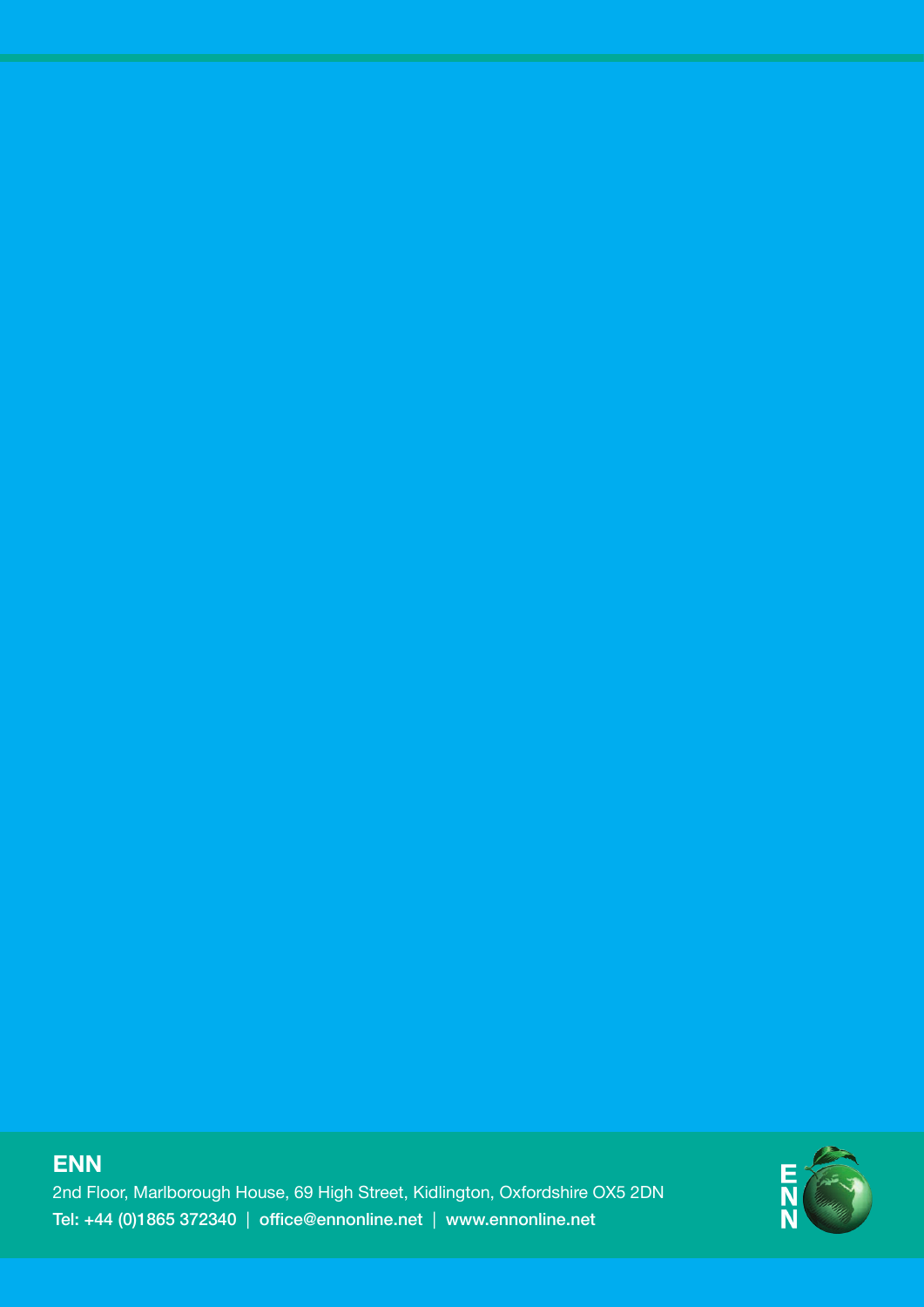**ENN**

2nd Floor, Marlborough House, 69 High Street, Kidlington, Oxfordshire OX5 2DN

Tel: +44 (0)1865 372340 | office@ennonline.net | www.ennonline.net